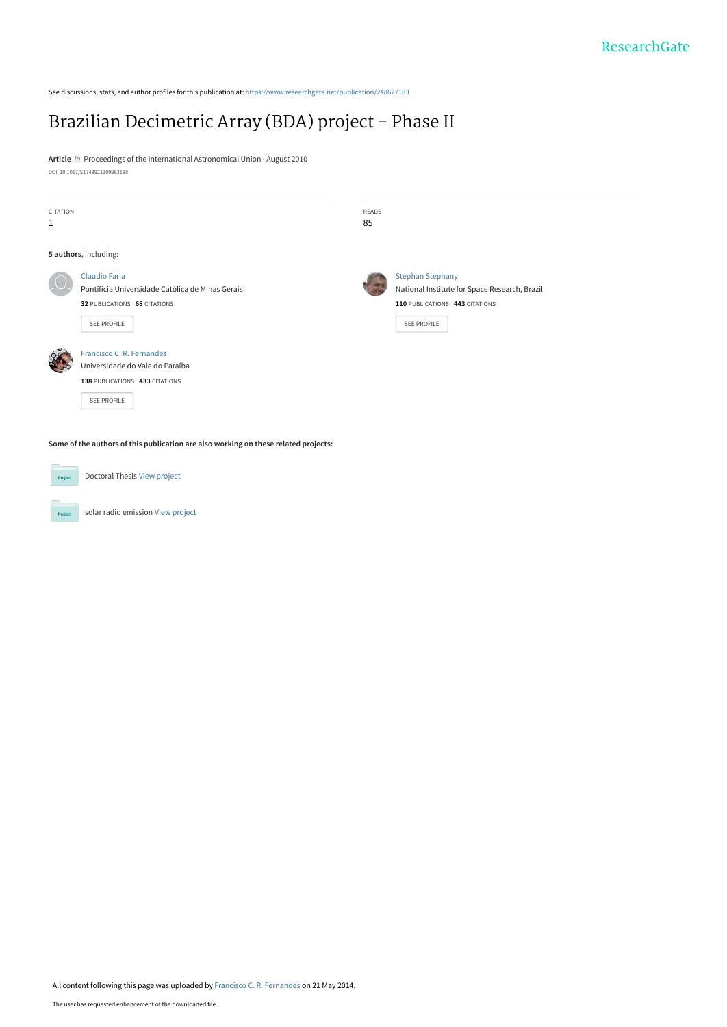See discussions, stats, and author profiles for this publication at: https://www.researchgate.net/publication/248627183

# Brazilian Decimetric Array (BDA) project - Phase II

**Article** *in* Proceedings of the International Astronomical Union · August 2010

DOI: 10.1017/S1743921309993188

CITATION
1

READS
85

**5 authors**, including:

Claudio Faria
Pontifícia Universidade Católica de Minas Gerais
**32** PUBLICATIONS **68** CITATIONS
SEE PROFILE

Stephan Stephany
National Institute for Space Research, Brazil
**110** PUBLICATIONS **443** CITATIONS
SEE PROFILE

Francisco C. R. Fernandes
Universidade do Vale do Paraíba
**138** PUBLICATIONS **433** CITATIONS
SEE PROFILE

**Some of the authors of this publication are also working on these related projects:**

Doctoral Thesis View project

solar radio emission View project

All content following this page was uploaded by Francisco C. R. Fernandes on 21 May 2014.

The user has requested enhancement of the downloaded file.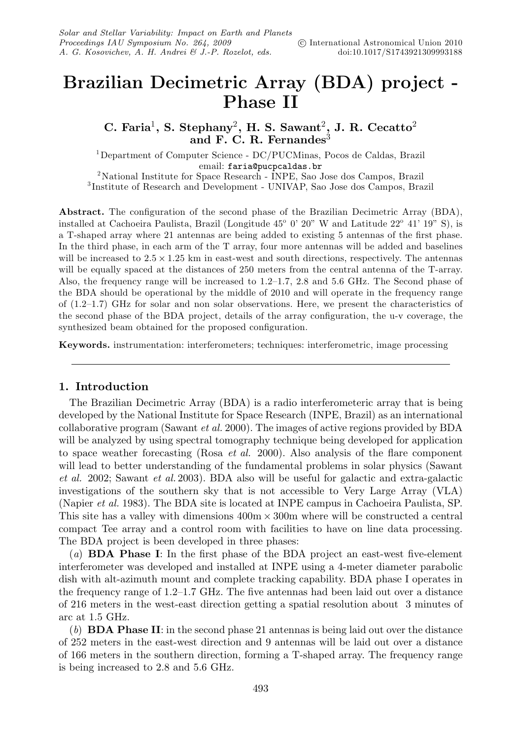# Brazilian Decimetric Array (BDA) project - Phase II

**C. Faria[1], S. Stephany[2], H. S. Sawant[2], J. R. Cecatto[2] and F. C. R. Fernandes[3]**

[1]Department of Computer Science - DC/PUCMinas, Pocos de Caldas, Brazil
email: faria@pucpcaldas.br

[2]National Institute for Space Research - INPE, Sao Jose dos Campos, Brazil

[3]Institute of Research and Development - UNIVAP, Sao Jose dos Campos, Brazil

**Abstract.** The configuration of the second phase of the Brazilian Decimetric Array (BDA), installed at Cachoeira Paulista, Brazil (Longitude 45º 0' 20" W and Latitude 22º 41' 19" S), is a T-shaped array where 21 antennas are being added to existing 5 antennas of the first phase. In the third phase, in each arm of the T array, four more antennas will be added and baselines will be increased to $2.5 \times 1.25$ km in east-west and south directions, respectively. The antennas will be equally spaced at the distances of 250 meters from the central antenna of the T-array. Also, the frequency range will be increased to 1.2–1.7, 2.8 and 5.6 GHz. The Second phase of the BDA should be operational by the middle of 2010 and will operate in the frequency range of (1.2–1.7) GHz for solar and non solar observations. Here, we present the characteristics of the second phase of the BDA project, details of the array configuration, the u-v coverage, the synthesized beam obtained for the proposed configuration.

**Keywords.** instrumentation: interferometers; techniques: interferometric, image processing

## 1. Introduction

The Brazilian Decimetric Array (BDA) is a radio interferometeric array that is being developed by the National Institute for Space Research (INPE, Brazil) as an international collaborative program (Sawant *et al.* 2000). The images of active regions provided by BDA will be analyzed by using spectral tomography technique being developed for application to space weather forecasting (Rosa *et al.* 2000). Also analysis of the flare component will lead to better understanding of the fundamental problems in solar physics (Sawant *et al.* 2002; Sawant *et al.* 2003). BDA also will be useful for galactic and extra-galactic investigations of the southern sky that is not accessible to Very Large Array (VLA) (Napier *et al.* 1983). The BDA site is located at INPE campus in Cachoeira Paulista, SP. This site has a valley with dimensions $400\text{m} \times 300\text{m}$ where will be constructed a central compact Tee array and a control room with facilities to have on line data processing. The BDA project is been developed in three phases:

(*a*) **BDA Phase I**: In the first phase of the BDA project an east-west five-element interferometer was developed and installed at INPE using a 4-meter diameter parabolic dish with alt-azimuth mount and complete tracking capability. BDA phase I operates in the frequency range of 1.2–1.7 GHz. The five antennas had been laid out over a distance of 216 meters in the west-east direction getting a spatial resolution about 3 minutes of arc at 1.5 GHz.

(*b*) **BDA Phase II**: in the second phase 21 antennas is being laid out over the distance of 252 meters in the east-west direction and 9 antennas will be laid out over a distance of 166 meters in the southern direction, forming a T-shaped array. The frequency range is being increased to 2.8 and 5.6 GHz.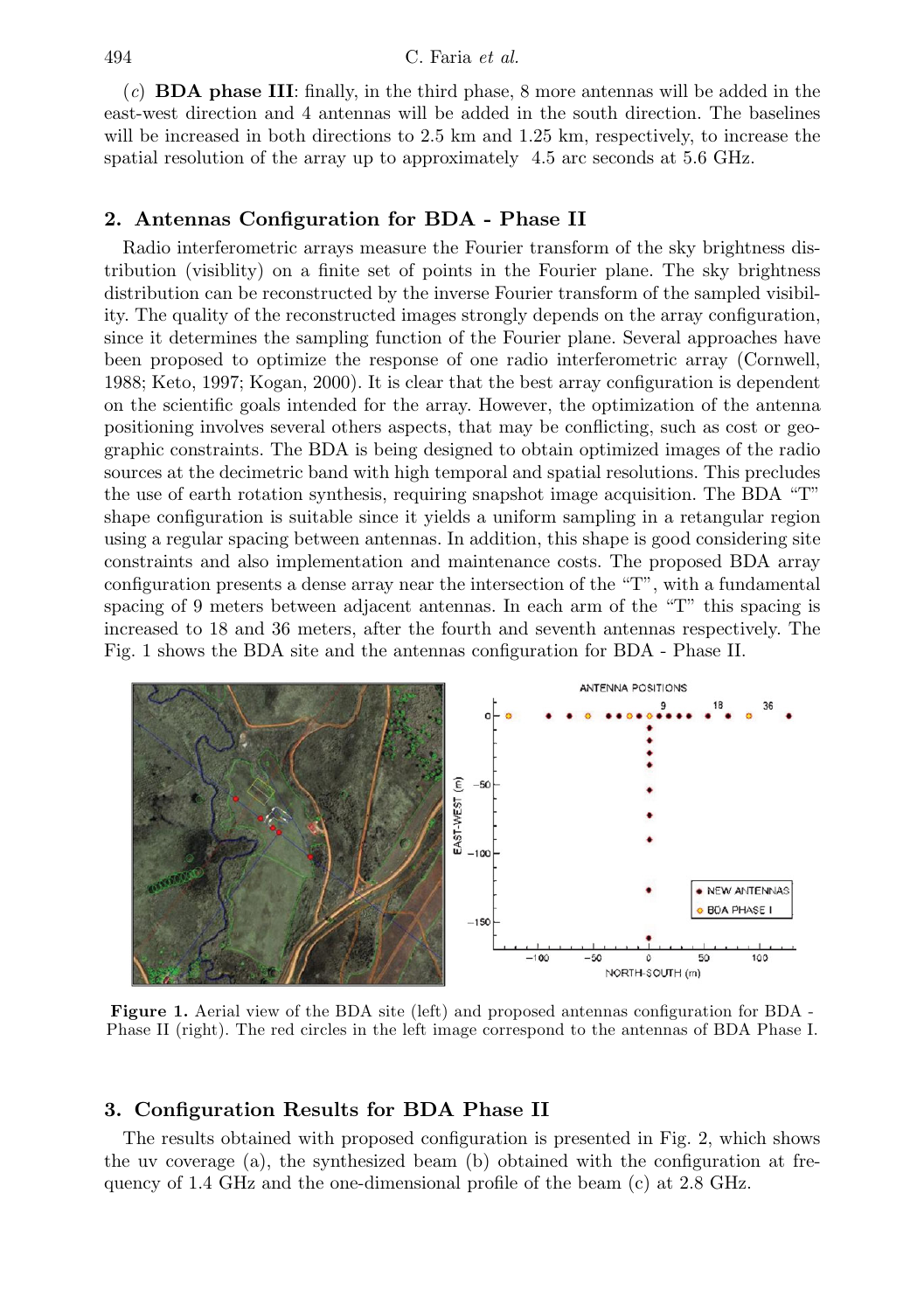(*c*) **BDA phase III**: finally, in the third phase, 8 more antennas will be added in the east-west direction and 4 antennas will be added in the south direction. The baselines will be increased in both directions to 2.5 km and 1.25 km, respectively, to increase the spatial resolution of the array up to approximately 4.5 arc seconds at 5.6 GHz.

## 2. Antennas Configuration for BDA - Phase II

Radio interferometric arrays measure the Fourier transform of the sky brightness distribution (visiblity) on a finite set of points in the Fourier plane. The sky brightness distribution can be reconstructed by the inverse Fourier transform of the sampled visibility. The quality of the reconstructed images strongly depends on the array configuration, since it determines the sampling function of the Fourier plane. Several approaches have been proposed to optimize the response of one radio interferometric array (Cornwell, 1988; Keto, 1997; Kogan, 2000). It is clear that the best array configuration is dependent on the scientific goals intended for the array. However, the optimization of the antenna positioning involves several others aspects, that may be conflicting, such as cost or geographic constraints. The BDA is being designed to obtain optimized images of the radio sources at the decimetric band with high temporal and spatial resolutions. This precludes the use of earth rotation synthesis, requiring snapshot image acquisition. The BDA "T" shape configuration is suitable since it yields a uniform sampling in a retangular region using a regular spacing between antennas. In addition, this shape is good considering site constraints and also implementation and maintenance costs. The proposed BDA array configuration presents a dense array near the intersection of the "T", with a fundamental spacing of 9 meters between adjacent antennas. In each arm of the "T" this spacing is increased to 18 and 36 meters, after the fourth and seventh antennas respectively. The Fig. 1 shows the BDA site and the antennas configuration for BDA - Phase II.

**Figure 1.** Aerial view of the BDA site (left) and proposed antennas configuration for BDA - Phase II (right). The red circles in the left image correspond to the antennas of BDA Phase I.

## 3. Configuration Results for BDA Phase II

The results obtained with proposed configuration is presented in Fig. 2, which shows the uv coverage (a), the synthesized beam (b) obtained with the configuration at frequency of 1.4 GHz and the one-dimensional profile of the beam (c) at 2.8 GHz.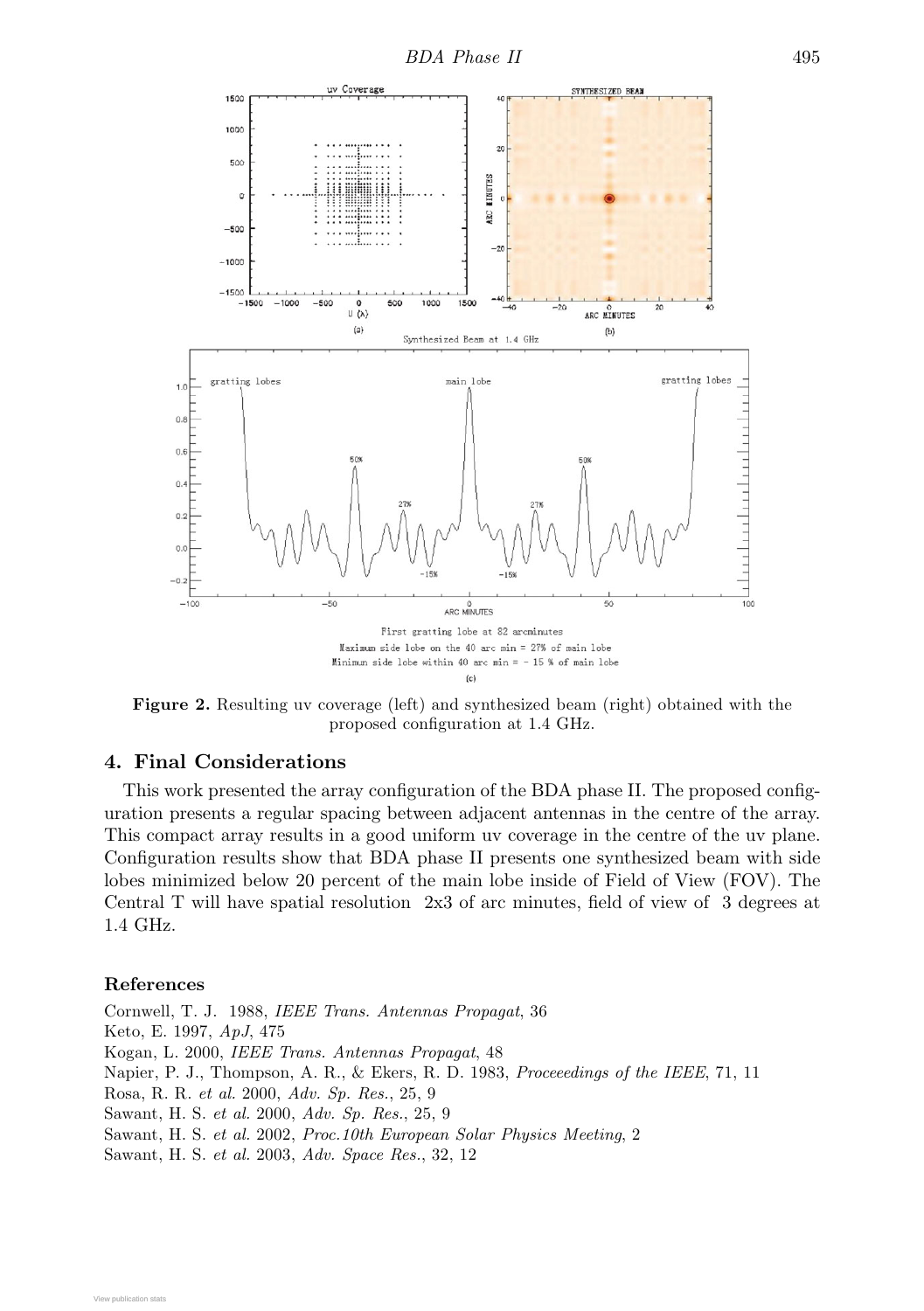uv Coverage

1500
1000
500
0
−500
−1000
−1500

−1500 −1000 −500 0 500 1000 1500

U (λ)

(a)

SYNTHESIZED BEAM

40
20
0
−20
−40

ARC MINUTES

−40 −20 0 20 40

ARC MINUTES

(b)

Synthesized Beam at 1.4 GHz

gratting lobes

main lobe

gratting lobes

1.0
0.8
0.6
0.4
0.2
0.0
−0.2

50%

27%

−15%

−15%

27%

50%

−100 −50 0 50 100

ARC MINUTES

First gratting lobe at 82 arcminutes

Maximum side lobe on the 40 arc min = 27% of main lobe

Minimun side lobe within 40 arc min = − 15 % of main lobe

(c)

**Figure 2.** Resulting uv coverage (left) and synthesized beam (right) obtained with the proposed configuration at 1.4 GHz.

## 4. Final Considerations

This work presented the array configuration of the BDA phase II. The proposed configuration presents a regular spacing between adjacent antennas in the centre of the array. This compact array results in a good uniform uv coverage in the centre of the uv plane. Configuration results show that BDA phase II presents one synthesized beam with side lobes minimized below 20 percent of the main lobe inside of Field of View (FOV). The Central T will have spatial resolution 2x3 of arc minutes, field of view of 3 degrees at 1.4 GHz.

### References

Cornwell, T. J. 1988, *IEEE Trans. Antennas Propagat*, 36

Keto, E. 1997, *ApJ*, 475

Kogan, L. 2000, *IEEE Trans. Antennas Propagat*, 48

Napier, P. J., Thompson, A. R., & Ekers, R. D. 1983, *Proceeedings of the IEEE*, 71, 11

Rosa, R. R. *et al.* 2000, *Adv. Sp. Res.*, 25, 9

Sawant, H. S. *et al.* 2000, *Adv. Sp. Res.*, 25, 9

Sawant, H. S. *et al.* 2002, *Proc.10th European Solar Physics Meeting*, 2

Sawant, H. S. *et al.* 2003, *Adv. Space Res.*, 32, 12